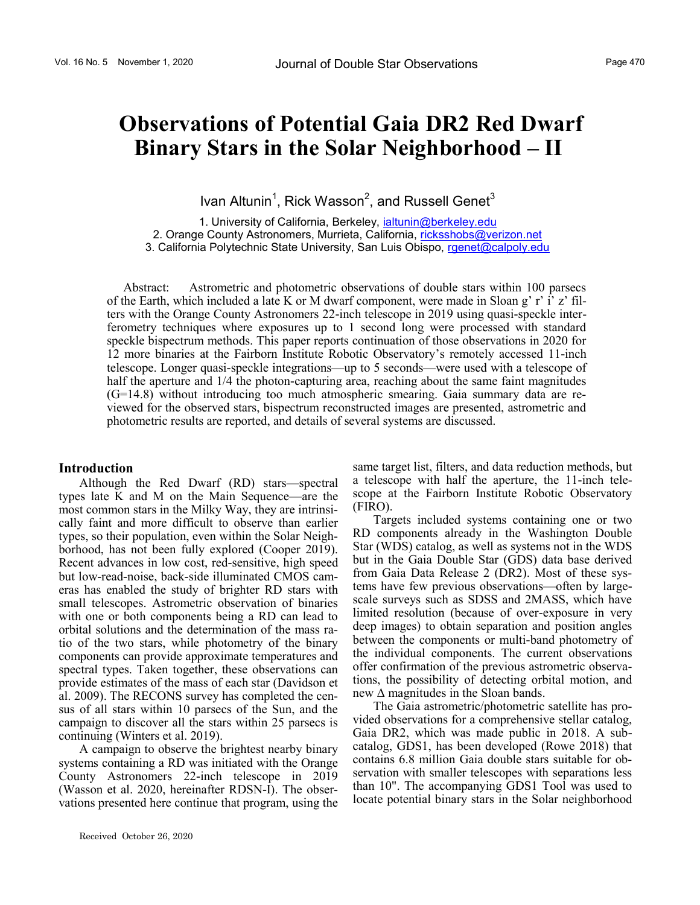# Observations of Potential Gaia DR2 Red Dwarf Binary Stars in the Solar Neighborhood – II

Ivan Altunin[1], Rick Wasson[2], and Russell Genet[3]

1. University of California, Berkeley, ialtunin@berkeley.edu
2. Orange County Astronomers, Murrieta, California, ricksshobs@verizon.net
3. California Polytechnic State University, San Luis Obispo, rgenet@calpoly.edu

Abstract: Astrometric and photometric observations of double stars within 100 parsecs of the Earth, which included a late K or M dwarf component, were made in Sloan g' r' i' z' filters with the Orange County Astronomers 22-inch telescope in 2019 using quasi-speckle interferometry techniques where exposures up to 1 second long were processed with standard speckle bispectrum methods. This paper reports continuation of those observations in 2020 for 12 more binaries at the Fairborn Institute Robotic Observatory's remotely accessed 11-inch telescope. Longer quasi-speckle integrations—up to 5 seconds—were used with a telescope of half the aperture and 1/4 the photon-capturing area, reaching about the same faint magnitudes (G=14.8) without introducing too much atmospheric smearing. Gaia summary data are reviewed for the observed stars, bispectrum reconstructed images are presented, astrometric and photometric results are reported, and details of several systems are discussed.

## Introduction

Although the Red Dwarf (RD) stars—spectral types late K and M on the Main Sequence—are the most common stars in the Milky Way, they are intrinsically faint and more difficult to observe than earlier types, so their population, even within the Solar Neighborhood, has not been fully explored (Cooper 2019). Recent advances in low cost, red-sensitive, high speed but low-read-noise, back-side illuminated CMOS cameras has enabled the study of brighter RD stars with small telescopes. Astrometric observation of binaries with one or both components being a RD can lead to orbital solutions and the determination of the mass ratio of the two stars, while photometry of the binary components can provide approximate temperatures and spectral types. Taken together, these observations can provide estimates of the mass of each star (Davidson et al. 2009). The RECONS survey has completed the census of all stars within 10 parsecs of the Sun, and the campaign to discover all the stars within 25 parsecs is continuing (Winters et al. 2019).

A campaign to observe the brightest nearby binary systems containing a RD was initiated with the Orange County Astronomers 22-inch telescope in 2019 (Wasson et al. 2020, hereinafter RDSN-I). The observations presented here continue that program, using the same target list, filters, and data reduction methods, but a telescope with half the aperture, the 11-inch telescope at the Fairborn Institute Robotic Observatory (FIRO).

Targets included systems containing one or two RD components already in the Washington Double Star (WDS) catalog, as well as systems not in the WDS but in the Gaia Double Star (GDS) data base derived from Gaia Data Release 2 (DR2). Most of these systems have few previous observations—often by large-scale surveys such as SDSS and 2MASS, which have limited resolution (because of over-exposure in very deep images) to obtain separation and position angles between the components or multi-band photometry of the individual components. The current observations offer confirmation of the previous astrometric observations, the possibility of detecting orbital motion, and new Δ magnitudes in the Sloan bands.

The Gaia astrometric/photometric satellite has provided observations for a comprehensive stellar catalog, Gaia DR2, which was made public in 2018. A subcatalog, GDS1, has been developed (Rowe 2018) that contains 6.8 million Gaia double stars suitable for observation with smaller telescopes with separations less than 10". The accompanying GDS1 Tool was used to locate potential binary stars in the Solar neighborhood

Received October 26, 2020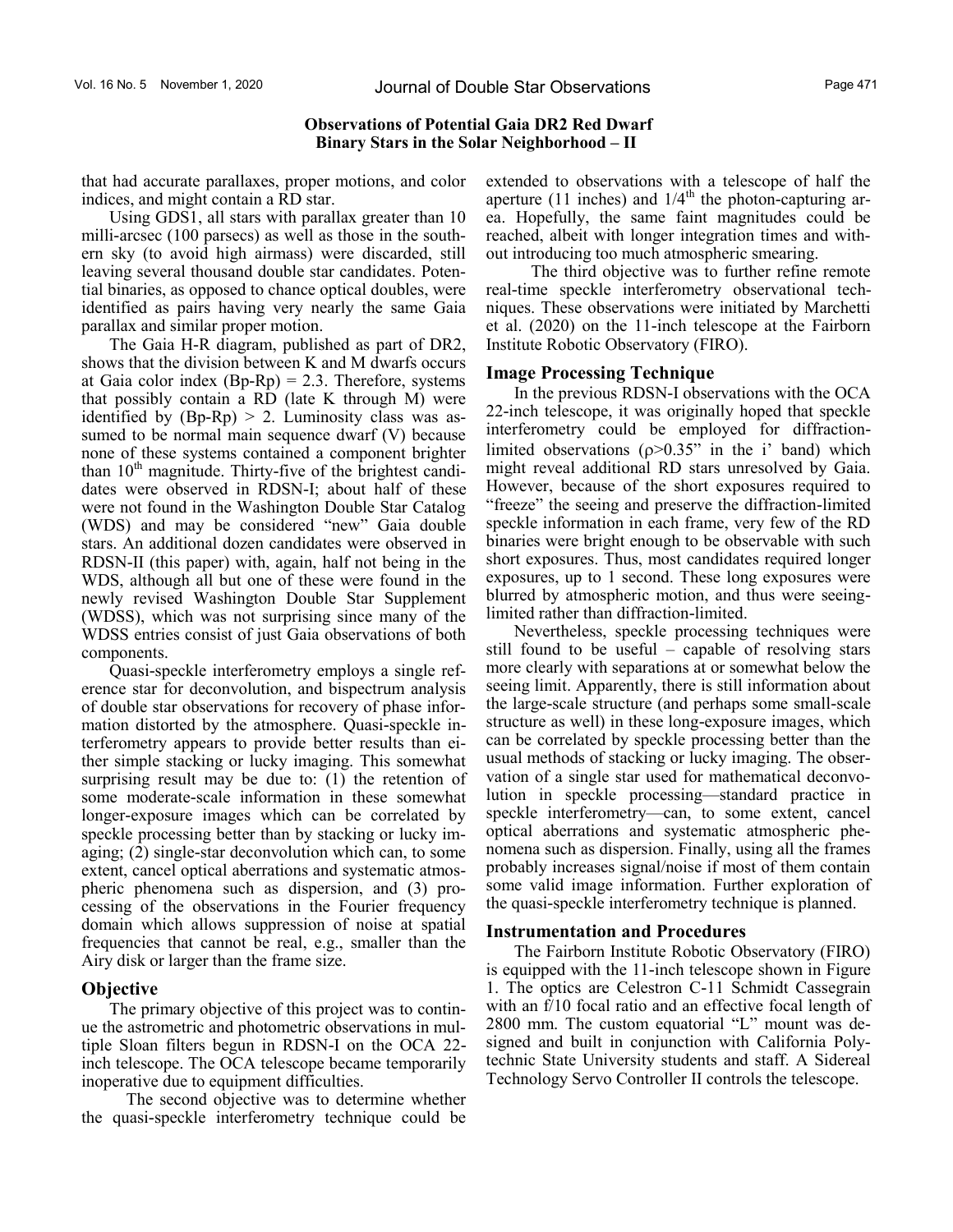**Observations of Potential Gaia DR2 Red Dwarf Binary Stars in the Solar Neighborhood – II**

that had accurate parallaxes, proper motions, and color indices, and might contain a RD star.

Using GDS1, all stars with parallax greater than 10 milli-arcsec (100 parsecs) as well as those in the southern sky (to avoid high airmass) were discarded, still leaving several thousand double star candidates. Potential binaries, as opposed to chance optical doubles, were identified as pairs having very nearly the same Gaia parallax and similar proper motion.

The Gaia H-R diagram, published as part of DR2, shows that the division between K and M dwarfs occurs at Gaia color index (Bp-Rp) = 2.3. Therefore, systems that possibly contain a RD (late K through M) were identified by (Bp-Rp) > 2. Luminosity class was assumed to be normal main sequence dwarf (V) because none of these systems contained a component brighter than 10th magnitude. Thirty-five of the brightest candidates were observed in RDSN-I; about half of these were not found in the Washington Double Star Catalog (WDS) and may be considered "new" Gaia double stars. An additional dozen candidates were observed in RDSN-II (this paper) with, again, half not being in the WDS, although all but one of these were found in the newly revised Washington Double Star Supplement (WDSS), which was not surprising since many of the WDSS entries consist of just Gaia observations of both components.

Quasi-speckle interferometry employs a single reference star for deconvolution, and bispectrum analysis of double star observations for recovery of phase information distorted by the atmosphere. Quasi-speckle interferometry appears to provide better results than either simple stacking or lucky imaging. This somewhat surprising result may be due to: (1) the retention of some moderate-scale information in these somewhat longer-exposure images which can be correlated by speckle processing better than by stacking or lucky imaging; (2) single-star deconvolution which can, to some extent, cancel optical aberrations and systematic atmospheric phenomena such as dispersion, and (3) processing of the observations in the Fourier frequency domain which allows suppression of noise at spatial frequencies that cannot be real, e.g., smaller than the Airy disk or larger than the frame size.

## Objective

The primary objective of this project was to continue the astrometric and photometric observations in multiple Sloan filters begun in RDSN-I on the OCA 22-inch telescope. The OCA telescope became temporarily inoperative due to equipment difficulties.

The second objective was to determine whether the quasi-speckle interferometry technique could be extended to observations with a telescope of half the aperture (11 inches) and 1/4th the photon-capturing area. Hopefully, the same faint magnitudes could be reached, albeit with longer integration times and without introducing too much atmospheric smearing.

The third objective was to further refine remote real-time speckle interferometry observational techniques. These observations were initiated by Marchetti et al. (2020) on the 11-inch telescope at the Fairborn Institute Robotic Observatory (FIRO).

## Image Processing Technique

In the previous RDSN-I observations with the OCA 22-inch telescope, it was originally hoped that speckle interferometry could be employed for diffraction-limited observations (ρ>0.35" in the i' band) which might reveal additional RD stars unresolved by Gaia. However, because of the short exposures required to "freeze" the seeing and preserve the diffraction-limited speckle information in each frame, very few of the RD binaries were bright enough to be observable with such short exposures. Thus, most candidates required longer exposures, up to 1 second. These long exposures were blurred by atmospheric motion, and thus were seeing-limited rather than diffraction-limited.

Nevertheless, speckle processing techniques were still found to be useful – capable of resolving stars more clearly with separations at or somewhat below the seeing limit. Apparently, there is still information about the large-scale structure (and perhaps some small-scale structure as well) in these long-exposure images, which can be correlated by speckle processing better than the usual methods of stacking or lucky imaging. The observation of a single star used for mathematical deconvolution in speckle processing—standard practice in speckle interferometry—can, to some extent, cancel optical aberrations and systematic atmospheric phenomena such as dispersion. Finally, using all the frames probably increases signal/noise if most of them contain some valid image information. Further exploration of the quasi-speckle interferometry technique is planned.

## Instrumentation and Procedures

The Fairborn Institute Robotic Observatory (FIRO) is equipped with the 11-inch telescope shown in Figure 1. The optics are Celestron C-11 Schmidt Cassegrain with an f/10 focal ratio and an effective focal length of 2800 mm. The custom equatorial "L" mount was designed and built in conjunction with California Polytechnic State University students and staff. A Sidereal Technology Servo Controller II controls the telescope.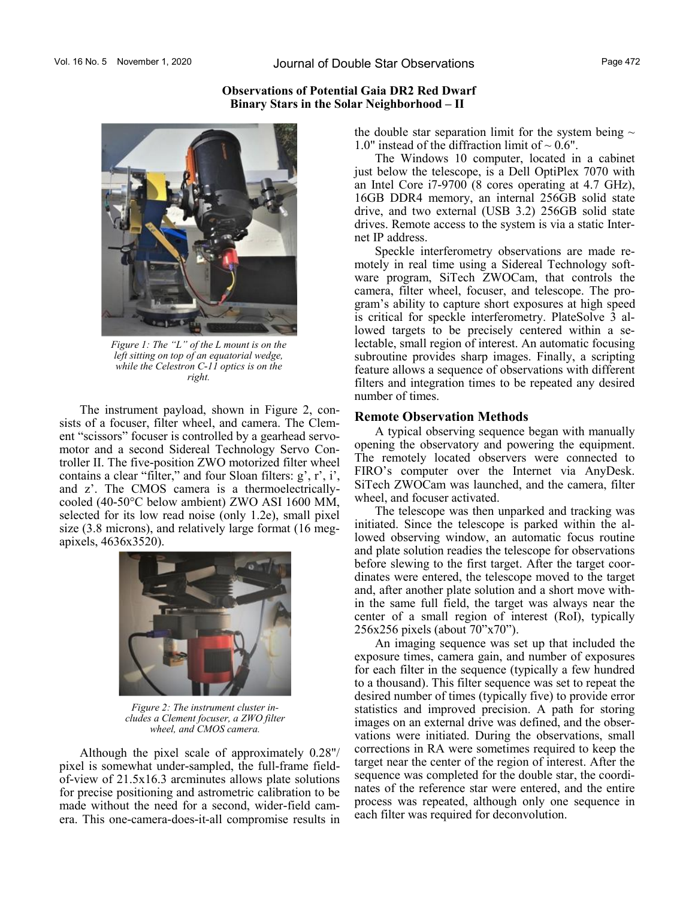**Observations of Potential Gaia DR2 Red Dwarf Binary Stars in the Solar Neighborhood – II**

*Figure 1: The "L" of the L mount is on the left sitting on top of an equatorial wedge, while the Celestron C-11 optics is on the right.*

The instrument payload, shown in Figure 2, consists of a focuser, filter wheel, and camera. The Clement "scissors" focuser is controlled by a gearhead servomotor and a second Sidereal Technology Servo Controller II. The five-position ZWO motorized filter wheel contains a clear "filter," and four Sloan filters: g', r', i', and z'. The CMOS camera is a thermoelectrically-cooled (40-50°C below ambient) ZWO ASI 1600 MM, selected for its low read noise (only 1.2e), small pixel size (3.8 microns), and relatively large format (16 megapixels, 4636x3520).

*Figure 2: The instrument cluster includes a Clement focuser, a ZWO filter wheel, and CMOS camera.*

Although the pixel scale of approximately 0.28"/pixel is somewhat under-sampled, the full-frame field-of-view of 21.5x16.3 arcminutes allows plate solutions for precise positioning and astrometric calibration to be made without the need for a second, wider-field camera. This one-camera-does-it-all compromise results in the double star separation limit for the system being ~ 1.0" instead of the diffraction limit of ~ 0.6".

The Windows 10 computer, located in a cabinet just below the telescope, is a Dell OptiPlex 7070 with an Intel Core i7-9700 (8 cores operating at 4.7 GHz), 16GB DDR4 memory, an internal 256GB solid state drive, and two external (USB 3.2) 256GB solid state drives. Remote access to the system is via a static Internet IP address.

Speckle interferometry observations are made remotely in real time using a Sidereal Technology software program, SiTech ZWOCam, that controls the camera, filter wheel, focuser, and telescope. The program's ability to capture short exposures at high speed is critical for speckle interferometry. PlateSolve 3 allowed targets to be precisely centered within a selectable, small region of interest. An automatic focusing subroutine provides sharp images. Finally, a scripting feature allows a sequence of observations with different filters and integration times to be repeated any desired number of times.

## Remote Observation Methods

A typical observing sequence began with manually opening the observatory and powering the equipment. The remotely located observers were connected to FIRO's computer over the Internet via AnyDesk. SiTech ZWOCam was launched, and the camera, filter wheel, and focuser activated.

The telescope was then unparked and tracking was initiated. Since the telescope is parked within the allowed observing window, an automatic focus routine and plate solution readies the telescope for observations before slewing to the first target. After the target coordinates were entered, the telescope moved to the target and, after another plate solution and a short move within the same full field, the target was always near the center of a small region of interest (RoI), typically 256x256 pixels (about 70"x70").

An imaging sequence was set up that included the exposure times, camera gain, and number of exposures for each filter in the sequence (typically a few hundred to a thousand). This filter sequence was set to repeat the desired number of times (typically five) to provide error statistics and improved precision. A path for storing images on an external drive was defined, and the observations were initiated. During the observations, small corrections in RA were sometimes required to keep the target near the center of the region of interest. After the sequence was completed for the double star, the coordinates of the reference star were entered, and the entire process was repeated, although only one sequence in each filter was required for deconvolution.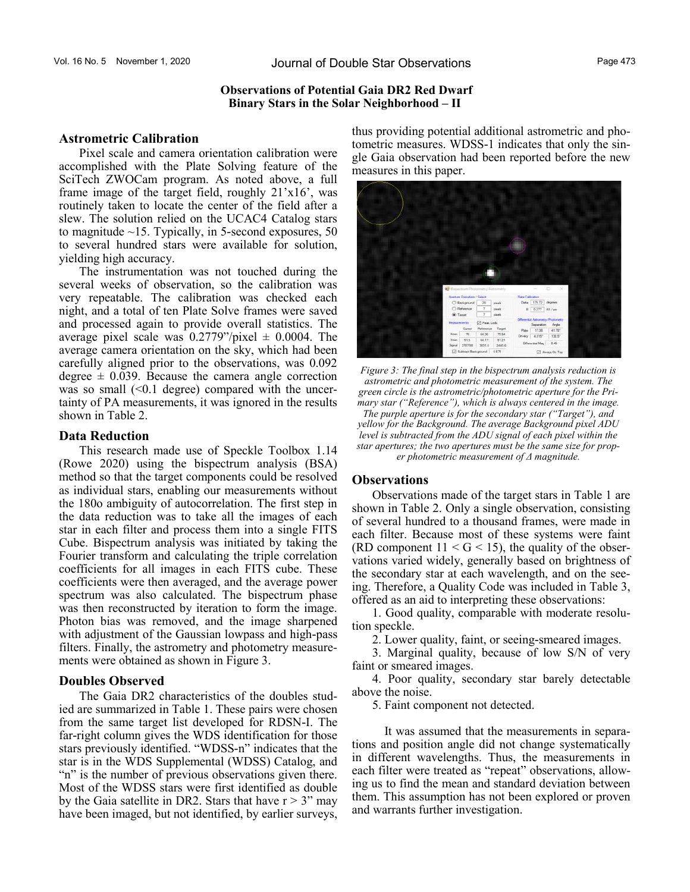## Astrometric Calibration

Pixel scale and camera orientation calibration were accomplished with the Plate Solving feature of the SciTech ZWOCam program. As noted above, a full frame image of the target field, roughly 21’x16’, was routinely taken to locate the center of the field after a slew. The solution relied on the UCAC4 Catalog stars to magnitude ~15. Typically, in 5-second exposures, 50 to several hundred stars were available for solution, yielding high accuracy.

The instrumentation was not touched during the several weeks of observation, so the calibration was very repeatable. The calibration was checked each night, and a total of ten Plate Solve frames were saved and processed again to provide overall statistics. The average pixel scale was 0.2779”/pixel ± 0.0004. The average camera orientation on the sky, which had been carefully aligned prior to the observations, was 0.092 degree ± 0.039. Because the camera angle correction was so small (<0.1 degree) compared with the uncertainty of PA measurements, it was ignored in the results shown in Table 2.

## Data Reduction

This research made use of Speckle Toolbox 1.14 (Rowe 2020) using the bispectrum analysis (BSA) method so that the target components could be resolved as individual stars, enabling our measurements without the 180o ambiguity of autocorrelation. The first step in the data reduction was to take all the images of each star in each filter and process them into a single FITS Cube. Bispectrum analysis was initiated by taking the Fourier transform and calculating the triple correlation coefficients for all images in each FITS cube. These coefficients were then averaged, and the average power spectrum was also calculated. The bispectrum phase was then reconstructed by iteration to form the image. Photon bias was removed, and the image sharpened with adjustment of the Gaussian lowpass and high-pass filters. Finally, the astrometry and photometry measurements were obtained as shown in Figure 3.

## Doubles Observed

The Gaia DR2 characteristics of the doubles studied are summarized in Table 1. These pairs were chosen from the same target list developed for RDSN-I. The far-right column gives the WDS identification for those stars previously identified. “WDSS-n” indicates that the star is in the WDS Supplemental (WDSS) Catalog, and “n” is the number of previous observations given there. Most of the WDSS stars were first identified as double by the Gaia satellite in DR2. Stars that have r > 3” may have been imaged, but not identified, by earlier surveys, thus providing potential additional astrometric and photometric measures. WDSS-1 indicates that only the single Gaia observation had been reported before the new measures in this paper.

*Figure 3: The final step in the bispectrum analysis reduction is astrometric and photometric measurement of the system. The green circle is the astrometric/photometric aperture for the Primary star (“Reference”), which is always centered in the image. The purple aperture is for the secondary star (“Target”), and yellow for the Background. The average Background pixel ADU level is subtracted from the ADU signal of each pixel within the star apertures; the two apertures must be the same size for proper photometric measurement of Δ magnitude.*

## Observations

Observations made of the target stars in Table 1 are shown in Table 2. Only a single observation, consisting of several hundred to a thousand frames, were made in each filter. Because most of these systems were faint (RD component 11 < G < 15), the quality of the observations varied widely, generally based on brightness of the secondary star at each wavelength, and on the seeing. Therefore, a Quality Code was included in Table 3, offered as an aid to interpreting these observations:

1. Good quality, comparable with moderate resolution speckle.
2. Lower quality, faint, or seeing-smeared images.
3. Marginal quality, because of low S/N of very faint or smeared images.
4. Poor quality, secondary star barely detectable above the noise.
5. Faint component not detected.

It was assumed that the measurements in separations and position angle did not change systematically in different wavelengths. Thus, the measurements in each filter were treated as “repeat” observations, allowing us to find the mean and standard deviation between them. This assumption has not been explored or proven and warrants further investigation.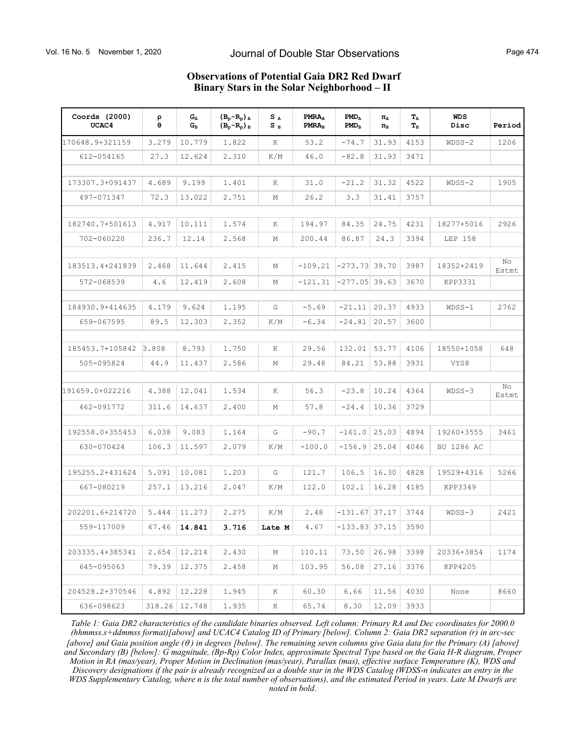# Observations of Potential Gaia DR2 Red Dwarf Binary Stars in the Solar Neighborhood – II

| Coords (2000) UCAC4 | ρ θ | $G_A$ $G_B$ | $(B_p-R_p)_A$ $(B_p-R_p)_B$ | $S_A$ $S_B$ | $PMRA_A$ $PMRA_B$ | $PMD_A$ $PMD_B$ | $\pi_A$ $\pi_B$ | $T_A$ $T_B$ | WDS Disc | Period |
|---|---|---|---|---|---|---|---|---|---|---|
| 170648.9+321159 | 3.279 | 10.779 | 1.822 | K | 53.2 | -74.7 | 31.93 | 4153 | WDSS-2 | 1206 |
| 612-054165 | 27.3 | 12.624 | 2.310 | K/M | 46.0 | -82.8 | 31.93 | 3471 | | |
| | | | | | | | | | | |
| 173307.3+091437 | 4.689 | 9.199 | 1.401 | K | 31.0 | -21.2 | 31.32 | 4522 | WDSS-2 | 1905 |
| 497-071347 | 72.3 | 13.022 | 2.751 | M | 26.2 | 3.3 | 31.41 | 3757 | | |
| | | | | | | | | | | |
| 182740.7+501613 | 4.917 | 10.111 | 1.574 | K | 194.97 | 84.35 | 24.75 | 4231 | 18277+5016 | 2926 |
| 702-060220 | 236.7 | 12.14 | 2.568 | M | 200.44 | 86.87 | 24.3 | 3394 | LEP 158 | |
| | | | | | | | | | | |
| 183513.4+241839 | 2.468 | 11.644 | 2.415 | M | -109.21 | -273.73 | 39.70 | 3987 | 18352+2419 | No Estmt |
| 572-068539 | 4.6 | 12.419 | 2.608 | M | -121.31 | -277.05 | 39.63 | 3670 | KPP3331 | |
| | | | | | | | | | | |
| 184930.9+414635 | 4.179 | 9.624 | 1.195 | G | -5.69 | -21.11 | 20.37 | 4933 | WDSS-1 | 2762 |
| 659-067595 | 89.5 | 12.303 | 2.352 | K/M | -6.34 | -24.81 | 20.57 | 3600 | | |
| | | | | | | | | | | |
| 185453.7+105842 | 3.808 | 8.793 | 1.750 | K | 29.56 | 132.01 | 53.77 | 4106 | 18550+1058 | 648 |
| 505-095824 | 44.9 | 11.437 | 2.586 | M | 29.48 | 84.21 | 53.88 | 3931 | VYS8 | |
| | | | | | | | | | | |
| 191659.0+022216 | 4.388 | 12.041 | 1.534 | K | 56.3 | -23.8 | 10.24 | 4364 | WDSS-3 | No Estmt |
| 462-091772 | 311.6 | 14.637 | 2.400 | M | 57.8 | -24.4 | 10.36 | 3729 | | |
| | | | | | | | | | | |
| 192558.0+355453 | 6.038 | 9.083 | 1.164 | G | -90.7 | -161.0 | 25.03 | 4894 | 19260+3555 | 3461 |
| 630-070424 | 106.3 | 11.597 | 2.079 | K/M | -100.0 | -156.9 | 25.04 | 4046 | BU 1286 AC | |
| | | | | | | | | | | |
| 195255.2+431624 | 5.091 | 10.081 | 1.203 | G | 121.7 | 106.5 | 16.30 | 4828 | 19529+4316 | 5266 |
| 667-080219 | 257.1 | 13.216 | 2.047 | K/M | 122.0 | 102.1 | 16.28 | 4185 | KPP3349 | |
| | | | | | | | | | | |
| 202201.6+214720 | 5.444 | 11.273 | 2.275 | K/M | 2.48 | -131.67 | 37.17 | 3744 | WDSS-3 | 2421 |
| 559-117009 | 67.46 | **14.841** | **3.716** | **Late M** | 4.67 | -133.83 | 37.15 | 3590 | | |
| | | | | | | | | | | |
| 203335.4+385341 | 2.654 | 12.214 | 2.430 | M | 110.11 | 73.50 | 26.98 | 3398 | 20336+3854 | 1174 |
| 645-095063 | 79.39 | 12.375 | 2.458 | M | 103.95 | 56.08 | 27.16 | 3376 | KPP4205 | |
| | | | | | | | | | | |
| 204528.2+370546 | 4.892 | 12.228 | 1.945 | K | 60.30 | 6.66 | 11.56 | 4030 | None | 8660 |
| 636-098623 | 318.26 | 12.748 | 1.935 | K | 65.74 | 8.30 | 12.09 | 3933 | | |

*Table 1: Gaia DR2 characteristics of the candidate binaries observed. Left column: Primary RA and Dec coordinates for 2000.0 (hhmmss.s+ddmmss format)[above] and UCAC4 Catalog ID of Primary [below]. Column 2: Gaia DR2 separation (r) in arc-sec [above] and Gaia position angle (θ) in degrees [below]. The remaining seven columns give Gaia data for the Primary (A) [above] and Secondary (B) [below]: G magnitude, (Bp-Rp) Color Index, approximate Spectral Type based on the Gaia H-R diagram, Proper Motion in RA (mas/year), Proper Motion in Declination (mas/year), Parallax (mas), effective surface Temperature (K), WDS and Discovery designations if the pair is already recognized as a double star in the WDS Catalog (WDSS-n indicates an entry in the WDS Supplementary Catalog, where n is the total number of observations), and the estimated Period in years. Late M Dwarfs are noted in bold.*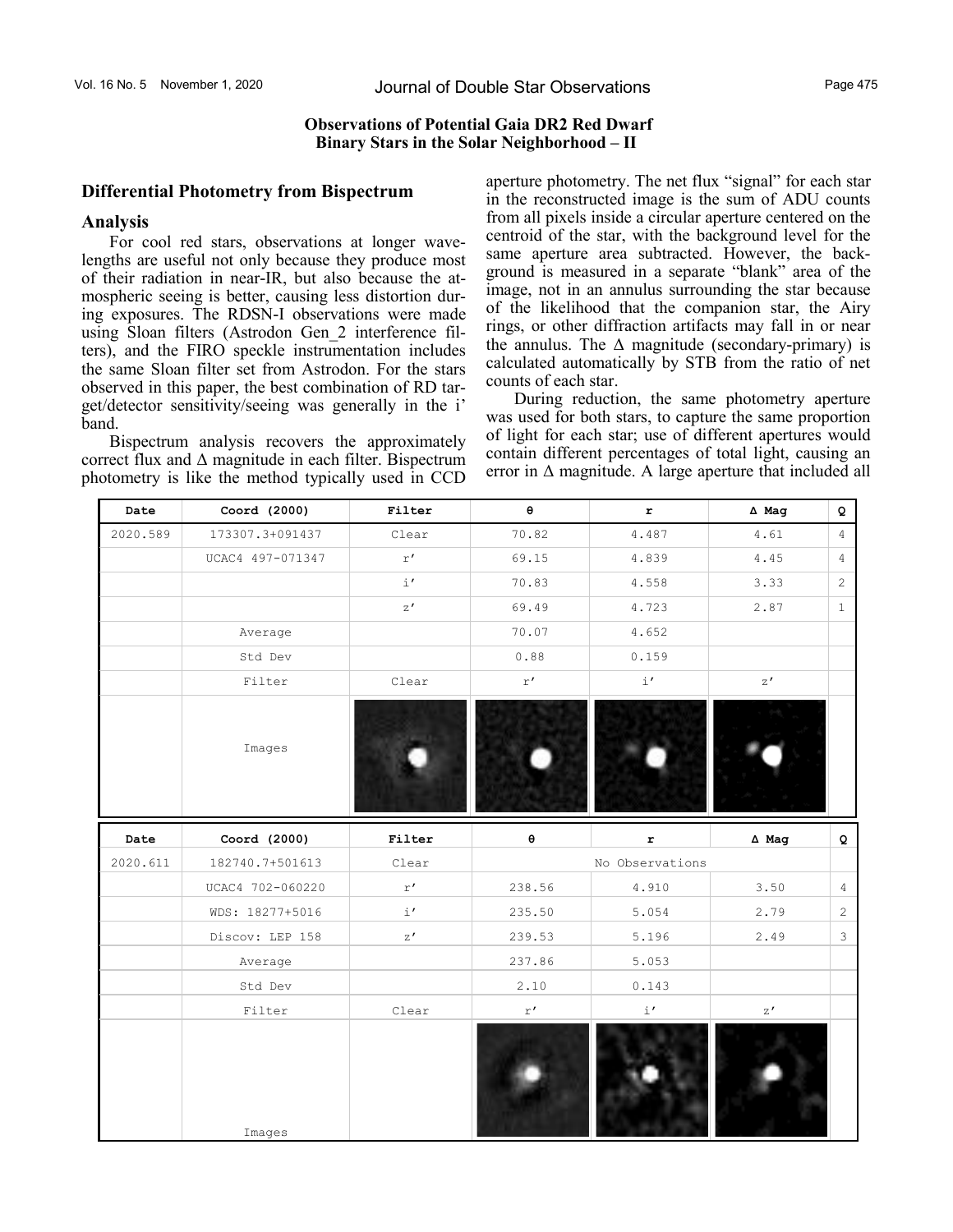**Observations of Potential Gaia DR2 Red Dwarf Binary Stars in the Solar Neighborhood – II**

## Differential Photometry from Bispectrum

### Analysis

For cool red stars, observations at longer wavelengths are useful not only because they produce most of their radiation in near-IR, but also because the atmospheric seeing is better, causing less distortion during exposures. The RDSN-I observations were made using Sloan filters (Astrodon Gen_2 interference filters), and the FIRO speckle instrumentation includes the same Sloan filter set from Astrodon. For the stars observed in this paper, the best combination of RD target/detector sensitivity/seeing was generally in the i' band.

Bispectrum analysis recovers the approximately correct flux and Δ magnitude in each filter. Bispectrum photometry is like the method typically used in CCD aperture photometry. The net flux "signal" for each star in the reconstructed image is the sum of ADU counts from all pixels inside a circular aperture centered on the centroid of the star, with the background level for the same aperture area subtracted. However, the background is measured in a separate "blank" area of the image, not in an annulus surrounding the star because of the likelihood that the companion star, the Airy rings, or other diffraction artifacts may fall in or near the annulus. The Δ magnitude (secondary-primary) is calculated automatically by STB from the ratio of net counts of each star.

During reduction, the same photometry aperture was used for both stars, to capture the same proportion of light for each star; use of different apertures would contain different percentages of total light, causing an error in Δ magnitude. A large aperture that included all

| Date | Coord (2000) | Filter | θ | r | Δ Mag | Q |
|---|---|---|---|---|---|---|
| 2020.589 | 173307.3+091437 | Clear | 70.82 | 4.487 | 4.61 | 4 |
| | UCAC4 497-071347 | r' | 69.15 | 4.839 | 4.45 | 4 |
| | | i' | 70.83 | 4.558 | 3.33 | 2 |
| | | z' | 69.49 | 4.723 | 2.87 | 1 |
| | Average | | 70.07 | 4.652 | | |
| | Std Dev | | 0.88 | 0.159 | | |
| | Filter | Clear | r' | i' | z' | |
| | Images | | | | | |

| Date | Coord (2000) | Filter | θ | r | Δ Mag | Q |
|---|---|---|---|---|---|---|
| 2020.611 | 182740.7+501613 | Clear | No Observations | | | |
| | UCAC4 702-060220 | r' | 238.56 | 4.910 | 3.50 | 4 |
| | WDS: 18277+5016 | i' | 235.50 | 5.054 | 2.79 | 2 |
| | Discov: LEP 158 | z' | 239.53 | 5.196 | 2.49 | 3 |
| | Average | | 237.86 | 5.053 | | |
| | Std Dev | | 2.10 | 0.143 | | |
| | Filter | Clear | r' | i' | z' | |
| | Images | | | | | |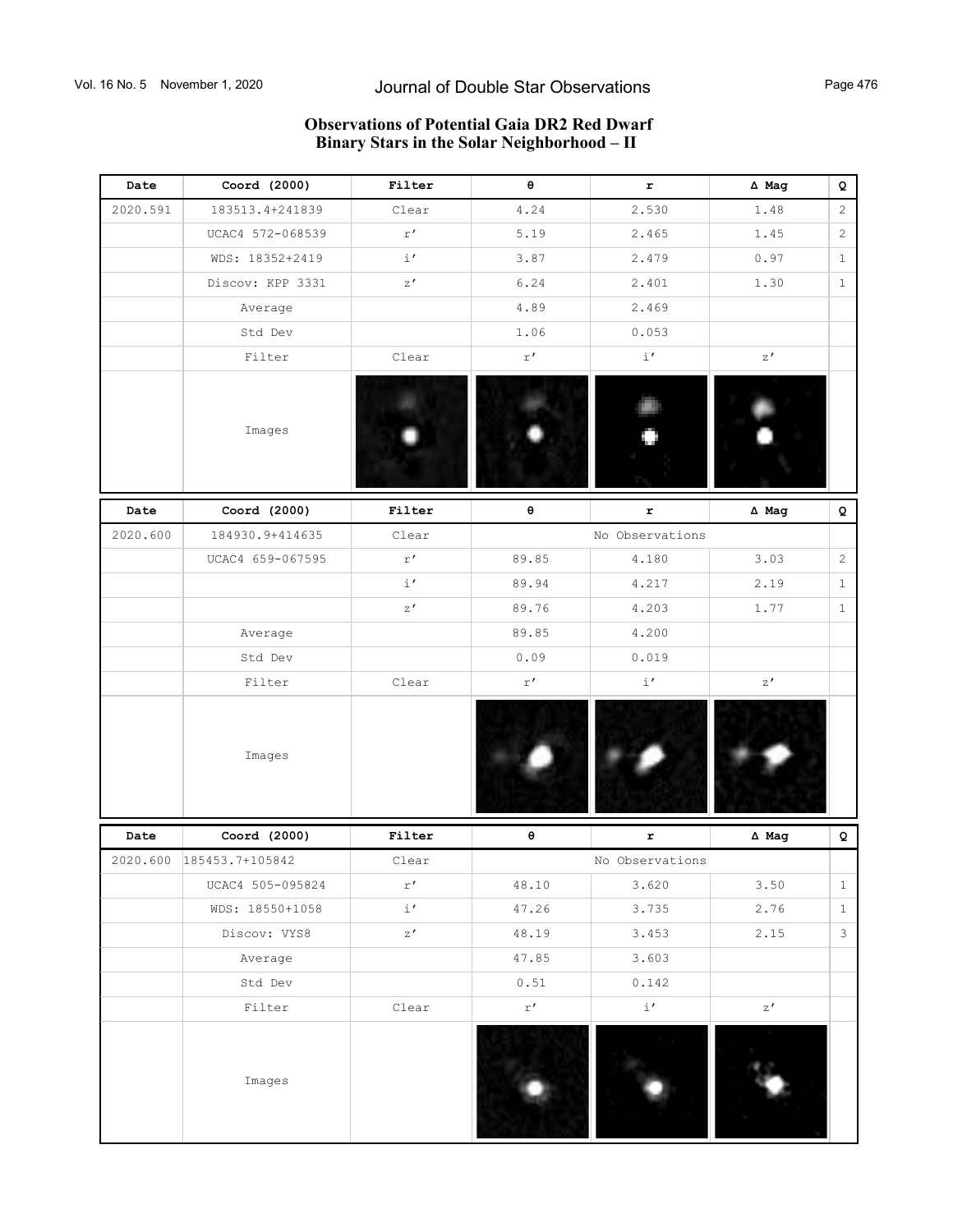# Observations of Potential Gaia DR2 Red Dwarf Binary Stars in the Solar Neighborhood – II

| Date | Coord (2000) | Filter | θ | r | Δ Mag | Q |
|---|---|---|---|---|---|---|
| 2020.591 | 183513.4+241839 | Clear | 4.24 | 2.530 | 1.48 | 2 |
| | UCAC4 572-068539 | r′ | 5.19 | 2.465 | 1.45 | 2 |
| | WDS: 18352+2419 | i′ | 3.87 | 2.479 | 0.97 | 1 |
| | Discov: KPP 3331 | z′ | 6.24 | 2.401 | 1.30 | 1 |
| | Average | | 4.89 | 2.469 | | |
| | Std Dev | | 1.06 | 0.053 | | |
| | Filter | Clear | r′ | i′ | z′ | |
| | Images | | | | | |

| Date | Coord (2000) | Filter | θ | r | Δ Mag | Q |
|---|---|---|---|---|---|---|
| 2020.600 | 184930.9+414635 | Clear | | No Observations | | |
| | UCAC4 659-067595 | r′ | 89.85 | 4.180 | 3.03 | 2 |
| | | i′ | 89.94 | 4.217 | 2.19 | 1 |
| | | z′ | 89.76 | 4.203 | 1.77 | 1 |
| | Average | | 89.85 | 4.200 | | |
| | Std Dev | | 0.09 | 0.019 | | |
| | Filter | Clear | r′ | i′ | z′ | |
| | Images | | | | | |

| Date | Coord (2000) | Filter | θ | r | Δ Mag | Q |
|---|---|---|---|---|---|---|
| 2020.600 | 185453.7+105842 | Clear | | No Observations | | |
| | UCAC4 505-095824 | r′ | 48.10 | 3.620 | 3.50 | 1 |
| | WDS: 18550+1058 | i′ | 47.26 | 3.735 | 2.76 | 1 |
| | Discov: VYS8 | z′ | 48.19 | 3.453 | 2.15 | 3 |
| | Average | | 47.85 | 3.603 | | |
| | Std Dev | | 0.51 | 0.142 | | |
| | Filter | Clear | r′ | i′ | z′ | |
| | Images | | | | | |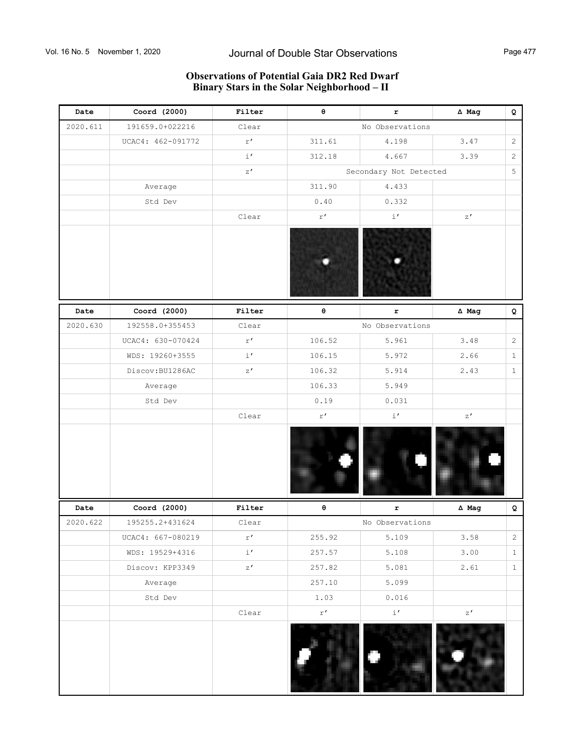**Observations of Potential Gaia DR2 Red Dwarf Binary Stars in the Solar Neighborhood – II**

| Date | Coord (2000) | Filter | θ | r | Δ Mag | Q |
|---|---|---|---|---|---|---|
| 2020.611 | 191659.0+022216 | Clear | No Observations | | | |
| | UCAC4: 462-091772 | r′ | 311.61 | 4.198 | 3.47 | 2 |
| | | i′ | 312.18 | 4.667 | 3.39 | 2 |
| | | z′ | Secondary Not Detected | | | 5 |
| | Average | | 311.90 | 4.433 | | |
| | Std Dev | | 0.40 | 0.332 | | |
| | | Clear | r′ | i′ | z′ | |

| Date | Coord (2000) | Filter | θ | r | Δ Mag | Q |
|---|---|---|---|---|---|---|
| 2020.630 | 192558.0+355453 | Clear | No Observations | | | |
| | UCAC4: 630-070424 | r′ | 106.52 | 5.961 | 3.48 | 2 |
| | WDS: 19260+3555 | i′ | 106.15 | 5.972 | 2.66 | 1 |
| | Discov:BU1286AC | z′ | 106.32 | 5.914 | 2.43 | 1 |
| | Average | | 106.33 | 5.949 | | |
| | Std Dev | | 0.19 | 0.031 | | |
| | | Clear | r′ | i′ | z′ | |

| Date | Coord (2000) | Filter | θ | r | Δ Mag | Q |
|---|---|---|---|---|---|---|
| 2020.622 | 195255.2+431624 | Clear | No Observations | | | |
| | UCAC4: 667-080219 | r′ | 255.92 | 5.109 | 3.58 | 2 |
| | WDS: 19529+4316 | i′ | 257.57 | 5.108 | 3.00 | 1 |
| | Discov: KPP3349 | z′ | 257.82 | 5.081 | 2.61 | 1 |
| | Average | | 257.10 | 5.099 | | |
| | Std Dev | | 1.03 | 0.016 | | |
| | | Clear | r′ | i′ | z′ | |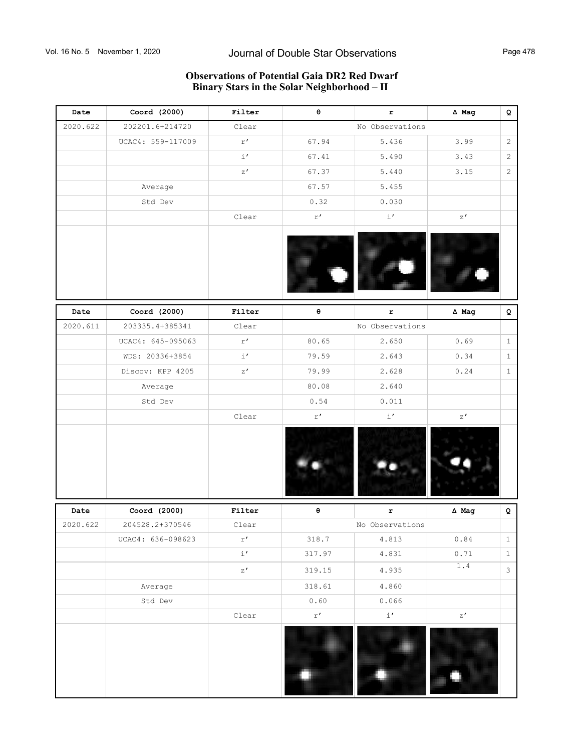## Observations of Potential Gaia DR2 Red Dwarf Binary Stars in the Solar Neighborhood – II

| Date | Coord (2000) | Filter | θ | r | Δ Mag | Q |
|---|---|---|---|---|---|---|
| 2020.622 | 202201.6+214720 | Clear | | No Observations | | |
| | UCAC4: 559-117009 | r′ | 67.94 | 5.436 | 3.99 | 2 |
| | | i′ | 67.41 | 5.490 | 3.43 | 2 |
| | | z′ | 67.37 | 5.440 | 3.15 | 2 |
| | Average | | 67.57 | 5.455 | | |
| | Std Dev | | 0.32 | 0.030 | | |
| | | Clear | r′ | i′ | z′ | |

| Date | Coord (2000) | Filter | θ | r | Δ Mag | Q |
|---|---|---|---|---|---|---|
| 2020.611 | 203335.4+385341 | Clear | | No Observations | | |
| | UCAC4: 645-095063 | r′ | 80.65 | 2.650 | 0.69 | 1 |
| | WDS: 20336+3854 | i′ | 79.59 | 2.643 | 0.34 | 1 |
| | Discov: KPP 4205 | z′ | 79.99 | 2.628 | 0.24 | 1 |
| | Average | | 80.08 | 2.640 | | |
| | Std Dev | | 0.54 | 0.011 | | |
| | | Clear | r′ | i′ | z′ | |

| Date | Coord (2000) | Filter | θ | r | Δ Mag | Q |
|---|---|---|---|---|---|---|
| 2020.622 | 204528.2+370546 | Clear | | No Observations | | |
| | UCAC4: 636-098623 | r′ | 318.7 | 4.813 | 0.84 | 1 |
| | | i′ | 317.97 | 4.831 | 0.71 | 1 |
| | | z′ | 319.15 | 4.935 | 1.4 | 3 |
| | Average | | 318.61 | 4.860 | | |
| | Std Dev | | 0.60 | 0.066 | | |
| | | Clear | r′ | i′ | z′ | |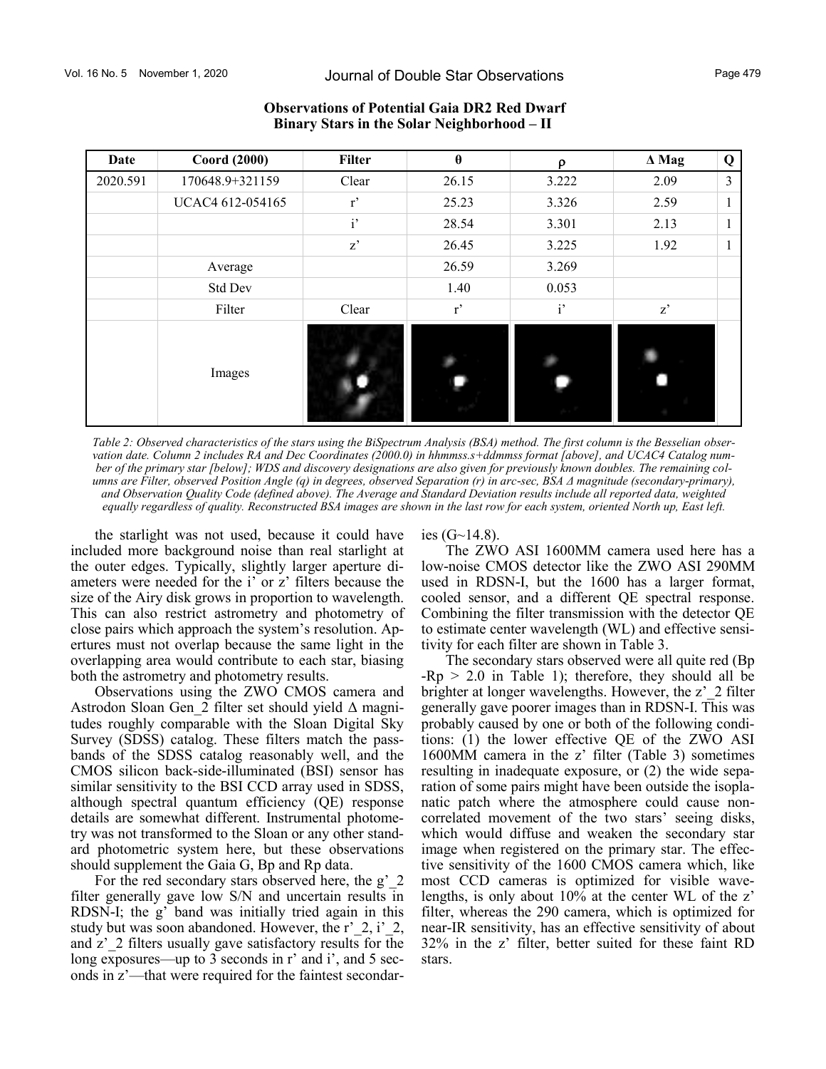**Observations of Potential Gaia DR2 Red Dwarf Binary Stars in the Solar Neighborhood – II**

| Date | Coord (2000) | Filter | θ | ρ | Δ Mag | Q |
|---|---|---|---|---|---|---|
| 2020.591 | 170648.9+321159 | Clear | 26.15 | 3.222 | 2.09 | 3 |
| | UCAC4 612-054165 | r' | 25.23 | 3.326 | 2.59 | 1 |
| | | i' | 28.54 | 3.301 | 2.13 | 1 |
| | | z' | 26.45 | 3.225 | 1.92 | 1 |
| | Average | | 26.59 | 3.269 | | |
| | Std Dev | | 1.40 | 0.053 | | |
| | Filter | Clear | r' | i' | z' | |
| | Images | | | | | |

*Table 2: Observed characteristics of the stars using the BiSpectrum Analysis (BSA) method. The first column is the Besselian observation date. Column 2 includes RA and Dec Coordinates (2000.0) in hhmmss.s+ddmmss format [above], and UCAC4 Catalog number of the primary star [below]; WDS and discovery designations are also given for previously known doubles. The remaining columns are Filter, observed Position Angle (q) in degrees, observed Separation (r) in arc-sec, BSA Δ magnitude (secondary-primary), and Observation Quality Code (defined above). The Average and Standard Deviation results include all reported data, weighted equally regardless of quality. Reconstructed BSA images are shown in the last row for each system, oriented North up, East left.*

the starlight was not used, because it could have included more background noise than real starlight at the outer edges. Typically, slightly larger aperture diameters were needed for the i' or z' filters because the size of the Airy disk grows in proportion to wavelength. This can also restrict astrometry and photometry of close pairs which approach the system's resolution. Apertures must not overlap because the same light in the overlapping area would contribute to each star, biasing both the astrometry and photometry results.

Observations using the ZWO CMOS camera and Astrodon Sloan Gen_2 filter set should yield Δ magnitudes roughly comparable with the Sloan Digital Sky Survey (SDSS) catalog. These filters match the passbands of the SDSS catalog reasonably well, and the CMOS silicon back-side-illuminated (BSI) sensor has similar sensitivity to the BSI CCD array used in SDSS, although spectral quantum efficiency (QE) response details are somewhat different. Instrumental photometry was not transformed to the Sloan or any other standard photometric system here, but these observations should supplement the Gaia G, Bp and Rp data.

For the red secondary stars observed here, the g'_2 filter generally gave low S/N and uncertain results in RDSN-I; the g' band was initially tried again in this study but was soon abandoned. However, the r'_2, i'_2, and z'_2 filters usually gave satisfactory results for the long exposures—up to 3 seconds in r' and i', and 5 seconds in z'—that were required for the faintest secondaries (G~14.8).

The ZWO ASI 1600MM camera used here has a low-noise CMOS detector like the ZWO ASI 290MM used in RDSN-I, but the 1600 has a larger format, cooled sensor, and a different QE spectral response. Combining the filter transmission with the detector QE to estimate center wavelength (WL) and effective sensitivity for each filter are shown in Table 3.

The secondary stars observed were all quite red (Bp-Rp > 2.0 in Table 1); therefore, they should all be brighter at longer wavelengths. However, the z'_2 filter generally gave poorer images than in RDSN-I. This was probably caused by one or both of the following conditions: (1) the lower effective QE of the ZWO ASI 1600MM camera in the z' filter (Table 3) sometimes resulting in inadequate exposure, or (2) the wide separation of some pairs might have been outside the isoplanatic patch where the atmosphere could cause non-correlated movement of the two stars' seeing disks, which would diffuse and weaken the secondary star image when registered on the primary star. The effective sensitivity of the 1600 CMOS camera which, like most CCD cameras is optimized for visible wavelengths, is only about 10% at the center WL of the z' filter, whereas the 290 camera, which is optimized for near-IR sensitivity, has an effective sensitivity of about 32% in the z' filter, better suited for these faint RD stars.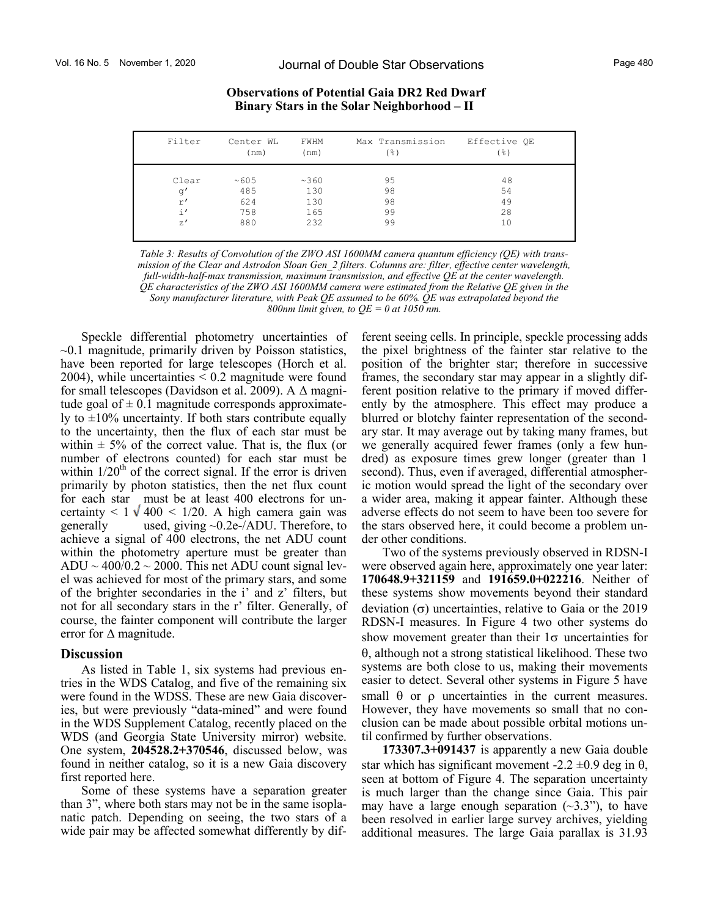| Filter | Center WL (nm) | FWHM (nm) | Max Transmission (%) | Effective QE (%) |
|---|---|---|---|---|
| Clear | ~605 | ~360 | 95 | 48 |
| g' | 485 | 130 | 98 | 54 |
| r' | 624 | 130 | 98 | 49 |
| i' | 758 | 165 | 99 | 28 |
| z' | 880 | 232 | 99 | 10 |

*Table 3: Results of Convolution of the ZWO ASI 1600MM camera quantum efficiency (QE) with transmission of the Clear and Astrodon Sloan Gen_2 filters. Columns are: filter, effective center wavelength, full-width-half-max transmission, maximum transmission, and effective QE at the center wavelength. QE characteristics of the ZWO ASI 1600MM camera were estimated from the Relative QE given in the Sony manufacturer literature, with Peak QE assumed to be 60%. QE was extrapolated beyond the 800nm limit given, to QE = 0 at 1050 nm.*

Speckle differential photometry uncertainties of ~0.1 magnitude, primarily driven by Poisson statistics, have been reported for large telescopes (Horch et al. 2004), while uncertainties < 0.2 magnitude were found for small telescopes (Davidson et al. 2009). A Δ magnitude goal of ± 0.1 magnitude corresponds approximately to ±10% uncertainty. If both stars contribute equally to the uncertainty, then the flux of each star must be within ± 5% of the correct value. That is, the flux (or number of electrons counted) for each star must be within 1/20th of the correct signal. If the error is driven primarily by photon statistics, then the net flux count for each star must be at least 400 electrons for uncertainty $< 1/\sqrt{400} < 1/20$. A high camera gain was generally used, giving ~0.2e-/ADU. Therefore, to achieve a signal of 400 electrons, the net ADU count within the photometry aperture must be greater than ADU ~ 400/0.2 ~ 2000. This net ADU count signal level was achieved for most of the primary stars, and some of the brighter secondaries in the i' and z' filters, but not for all secondary stars in the r' filter. Generally, of course, the fainter component will contribute the larger error for Δ magnitude.

## Discussion

As listed in Table 1, six systems had previous entries in the WDS Catalog, and five of the remaining six were found in the WDSS. These are new Gaia discoveries, but were previously "data-mined" and were found in the WDS Supplement Catalog, recently placed on the WDS (and Georgia State University mirror) website. One system, **204528.2+370546**, discussed below, was found in neither catalog, so it is a new Gaia discovery first reported here.

Some of these systems have a separation greater than 3", where both stars may not be in the same isoplanatic patch. Depending on seeing, the two stars of a wide pair may be affected somewhat differently by different seeing cells. In principle, speckle processing adds the pixel brightness of the fainter star relative to the position of the brighter star; therefore in successive frames, the secondary star may appear in a slightly different position relative to the primary if moved differently by the atmosphere. This effect may produce a blurred or blotchy fainter representation of the secondary star. It may average out by taking many frames, but we generally acquired fewer frames (only a few hundred) as exposure times grew longer (greater than 1 second). Thus, even if averaged, differential atmospheric motion would spread the light of the secondary over a wider area, making it appear fainter. Although these adverse effects do not seem to have been too severe for the stars observed here, it could become a problem under other conditions.

Two of the systems previously observed in RDSN-I were observed again here, approximately one year later: **170648.9+321159** and **191659.0+022216**. Neither of these systems show movements beyond their standard deviation (σ) uncertainties, relative to Gaia or the 2019 RDSN-I measures. In Figure 4 two other systems do show movement greater than their 1σ uncertainties for θ, although not a strong statistical likelihood. These two systems are both close to us, making their movements easier to detect. Several other systems in Figure 5 have small θ or ρ uncertainties in the current measures. However, they have movements so small that no conclusion can be made about possible orbital motions until confirmed by further observations.

**173307.3+091437** is apparently a new Gaia double star which has significant movement -2.2 ±0.9 deg in θ, seen at bottom of Figure 4. The separation uncertainty is much larger than the change since Gaia. This pair may have a large enough separation (~3.3"), to have been resolved in earlier large survey archives, yielding additional measures. The large Gaia parallax is 31.93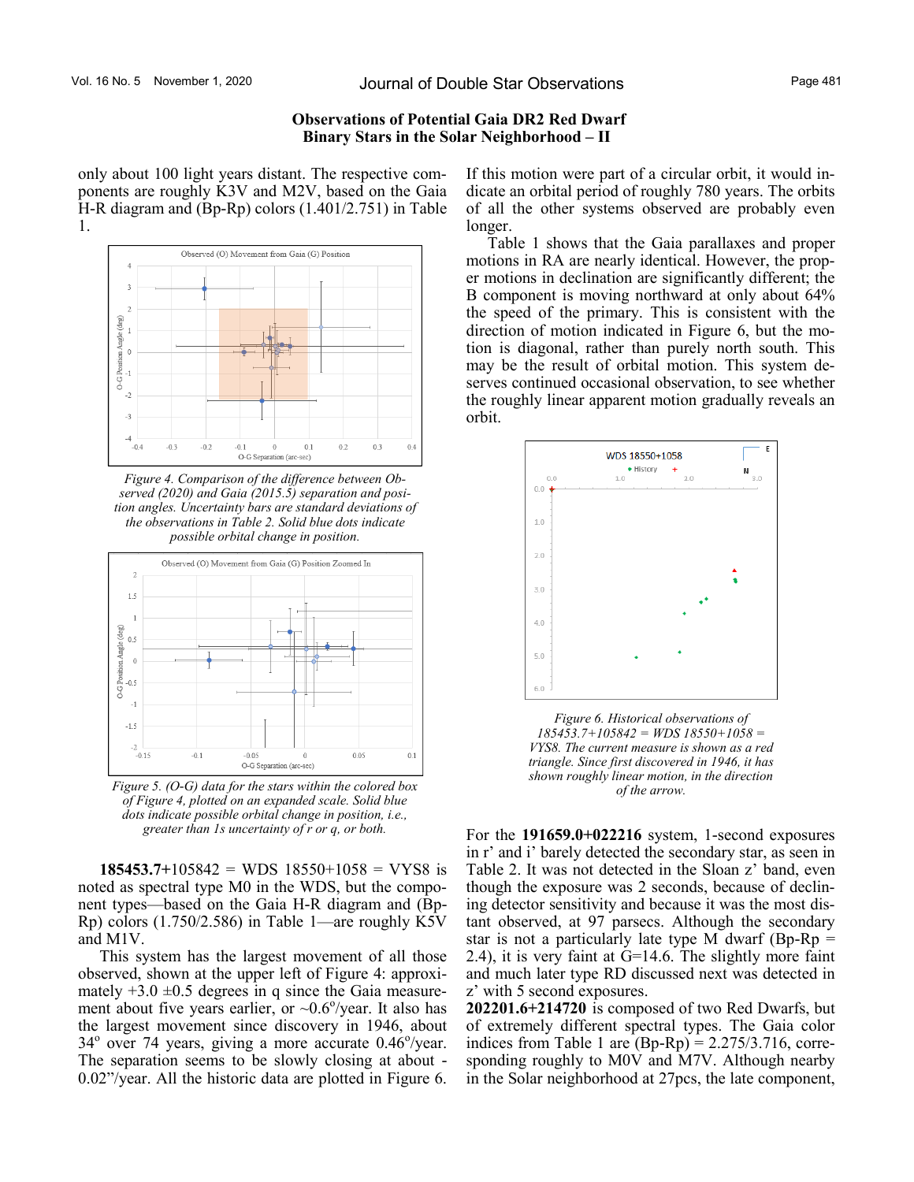only about 100 light years distant. The respective components are roughly K3V and M2V, based on the Gaia H-R diagram and (Bp-Rp) colors (1.401/2.751) in Table 1.

*Figure 4. Comparison of the difference between Observed (2020) and Gaia (2015.5) separation and position angles. Uncertainty bars are standard deviations of the observations in Table 2. Solid blue dots indicate possible orbital change in position.*

*Figure 5. (O-G) data for the stars within the colored box of Figure 4, plotted on an expanded scale. Solid blue dots indicate possible orbital change in position, i.e., greater than 1s uncertainty of r or q, or both.*

**185453.7+**105842 = WDS 18550+1058 = VYS8 is noted as spectral type M0 in the WDS, but the component types—based on the Gaia H-R diagram and (Bp-Rp) colors (1.750/2.586) in Table 1—are roughly K5V and M1V.

This system has the largest movement of all those observed, shown at the upper left of Figure 4: approximately +3.0 ±0.5 degrees in q since the Gaia measurement about five years earlier, or ~0.6°/year. It also has the largest movement since discovery in 1946, about 34° over 74 years, giving a more accurate 0.46°/year. The separation seems to be slowly closing at about -0.02"/year. All the historic data are plotted in Figure 6. If this motion were part of a circular orbit, it would indicate an orbital period of roughly 780 years. The orbits of all the other systems observed are probably even longer.

Table 1 shows that the Gaia parallaxes and proper motions in RA are nearly identical. However, the proper motions in declination are significantly different; the B component is moving northward at only about 64% the speed of the primary. This is consistent with the direction of motion indicated in Figure 6, but the motion is diagonal, rather than purely north south. This may be the result of orbital motion. This system deserves continued occasional observation, to see whether the roughly linear apparent motion gradually reveals an orbit.

*Figure 6. Historical observations of 185453.7+105842 = WDS 18550+1058 = VYS8. The current measure is shown as a red triangle. Since first discovered in 1946, it has shown roughly linear motion, in the direction of the arrow.*

For the **191659.0+022216** system, 1-second exposures in r' and i' barely detected the secondary star, as seen in Table 2. It was not detected in the Sloan z' band, even though the exposure was 2 seconds, because of declining detector sensitivity and because it was the most distant observed, at 97 parsecs. Although the secondary star is not a particularly late type M dwarf (Bp-Rp = 2.4), it is very faint at G=14.6. The slightly more faint and much later type RD discussed next was detected in z' with 5 second exposures.

**202201.6+214720** is composed of two Red Dwarfs, but of extremely different spectral types. The Gaia color indices from Table 1 are (Bp-Rp) = 2.275/3.716, corresponding roughly to M0V and M7V. Although nearby in the Solar neighborhood at 27pcs, the late component,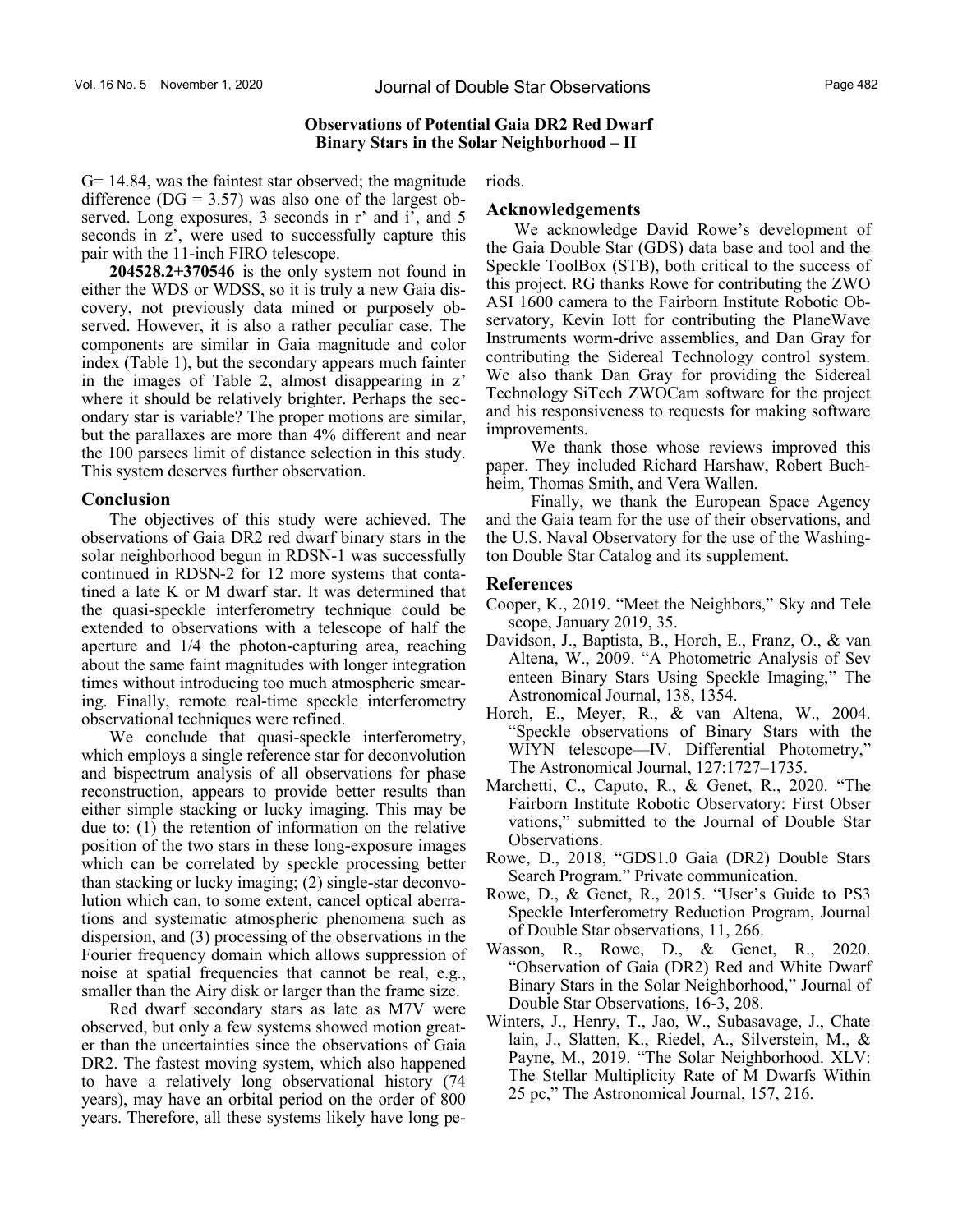G= 14.84, was the faintest star observed; the magnitude difference (DG = 3.57) was also one of the largest observed. Long exposures, 3 seconds in r' and i', and 5 seconds in z', were used to successfully capture this pair with the 11-inch FIRO telescope.

**204528.2+370546** is the only system not found in either the WDS or WDSS, so it is truly a new Gaia discovery, not previously data mined or purposely observed. However, it is also a rather peculiar case. The components are similar in Gaia magnitude and color index (Table 1), but the secondary appears much fainter in the images of Table 2, almost disappearing in z' where it should be relatively brighter. Perhaps the secondary star is variable? The proper motions are similar, but the parallaxes are more than 4% different and near the 100 parsecs limit of distance selection in this study. This system deserves further observation.

## Conclusion

The objectives of this study were achieved. The observations of Gaia DR2 red dwarf binary stars in the solar neighborhood begun in RDSN-1 was successfully continued in RDSN-2 for 12 more systems that contatined a late K or M dwarf star. It was determined that the quasi-speckle interferometry technique could be extended to observations with a telescope of half the aperture and 1/4 the photon-capturing area, reaching about the same faint magnitudes with longer integration times without introducing too much atmospheric smearing. Finally, remote real-time speckle interferometry observational techniques were refined.

We conclude that quasi-speckle interferometry, which employs a single reference star for deconvolution and bispectrum analysis of all observations for phase reconstruction, appears to provide better results than either simple stacking or lucky imaging. This may be due to: (1) the retention of information on the relative position of the two stars in these long-exposure images which can be correlated by speckle processing better than stacking or lucky imaging; (2) single-star deconvolution which can, to some extent, cancel optical aberrations and systematic atmospheric phenomena such as dispersion, and (3) processing of the observations in the Fourier frequency domain which allows suppression of noise at spatial frequencies that cannot be real, e.g., smaller than the Airy disk or larger than the frame size.

Red dwarf secondary stars as late as M7V were observed, but only a few systems showed motion greater than the uncertainties since the observations of Gaia DR2. The fastest moving system, which also happened to have a relatively long observational history (74 years), may have an orbital period on the order of 800 years. Therefore, all these systems likely have long periods.

## Acknowledgements

We acknowledge David Rowe's development of the Gaia Double Star (GDS) data base and tool and the Speckle ToolBox (STB), both critical to the success of this project. RG thanks Rowe for contributing the ZWO ASI 1600 camera to the Fairborn Institute Robotic Observatory, Kevin Iott for contributing the PlaneWave Instruments worm-drive assemblies, and Dan Gray for contributing the Sidereal Technology control system. We also thank Dan Gray for providing the Sidereal Technology SiTech ZWOCam software for the project and his responsiveness to requests for making software improvements.

We thank those whose reviews improved this paper. They included Richard Harshaw, Robert Buchheim, Thomas Smith, and Vera Wallen.

Finally, we thank the European Space Agency and the Gaia team for the use of their observations, and the U.S. Naval Observatory for the use of the Washington Double Star Catalog and its supplement.

## References

Cooper, K., 2019. "Meet the Neighbors," Sky and Telescope, January 2019, 35.

Davidson, J., Baptista, B., Horch, E., Franz, O., & van Altena, W., 2009. "A Photometric Analysis of Seventeen Binary Stars Using Speckle Imaging," The Astronomical Journal, 138, 1354.

Horch, E., Meyer, R., & van Altena, W., 2004. "Speckle observations of Binary Stars with the WIYN telescope—IV. Differential Photometry," The Astronomical Journal, 127:1727–1735.

Marchetti, C., Caputo, R., & Genet, R., 2020. "The Fairborn Institute Robotic Observatory: First Observations," submitted to the Journal of Double Star Observations.

Rowe, D., 2018, "GDS1.0 Gaia (DR2) Double Stars Search Program." Private communication.

Rowe, D., & Genet, R., 2015. "User's Guide to PS3 Speckle Interferometry Reduction Program, Journal of Double Star observations, 11, 266.

Wasson, R., Rowe, D., & Genet, R., 2020. "Observation of Gaia (DR2) Red and White Dwarf Binary Stars in the Solar Neighborhood," Journal of Double Star Observations, 16-3, 208.

Winters, J., Henry, T., Jao, W., Subasavage, J., Chatelain, J., Slatten, K., Riedel, A., Silverstein, M., & Payne, M., 2019. "The Solar Neighborhood. XLV: The Stellar Multiplicity Rate of M Dwarfs Within 25 pc," The Astronomical Journal, 157, 216.